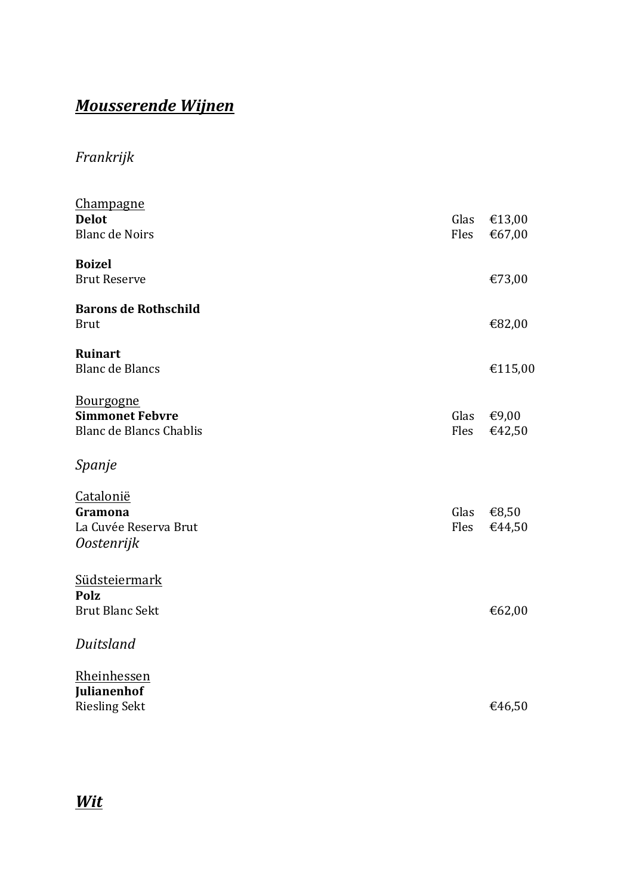# ***Mousserende Wijnen***

## *Frankrijk*

<u>Champagne</u>

| | | |
|---|---|---|
| **Delot** | Glas | €13,00 |
| Blanc de Noirs | Fles | €67,00 |
| | | |
| **Boizel** | | |
| Brut Reserve | | €73,00 |
| | | |
| **Barons de Rothschild** | | |
| Brut | | €82,00 |
| | | |
| **Ruinart** | | |
| Blanc de Blancs | | €115,00 |

<u>Bourgogne</u>

| | | |
|---|---|---|
| **Simmonet Febvre** | Glas | €9,00 |
| Blanc de Blancs Chablis | Fles | €42,50 |

## *Spanje*

<u>Catalonië</u>

| | | |
|---|---|---|
| **Gramona** | Glas | €8,50 |
| La Cuvée Reserva Brut | Fles | €44,50 |

## *Oostenrijk*

<u>Südsteiermark</u>

| | | |
|---|---|---|
| **Polz** | | |
| Brut Blanc Sekt | | €62,00 |

## *Duitsland*

<u>Rheinhessen</u>

| | | |
|---|---|---|
| **Julianenhof** | | |
| Riesling Sekt | | €46,50 |

# ***Wit***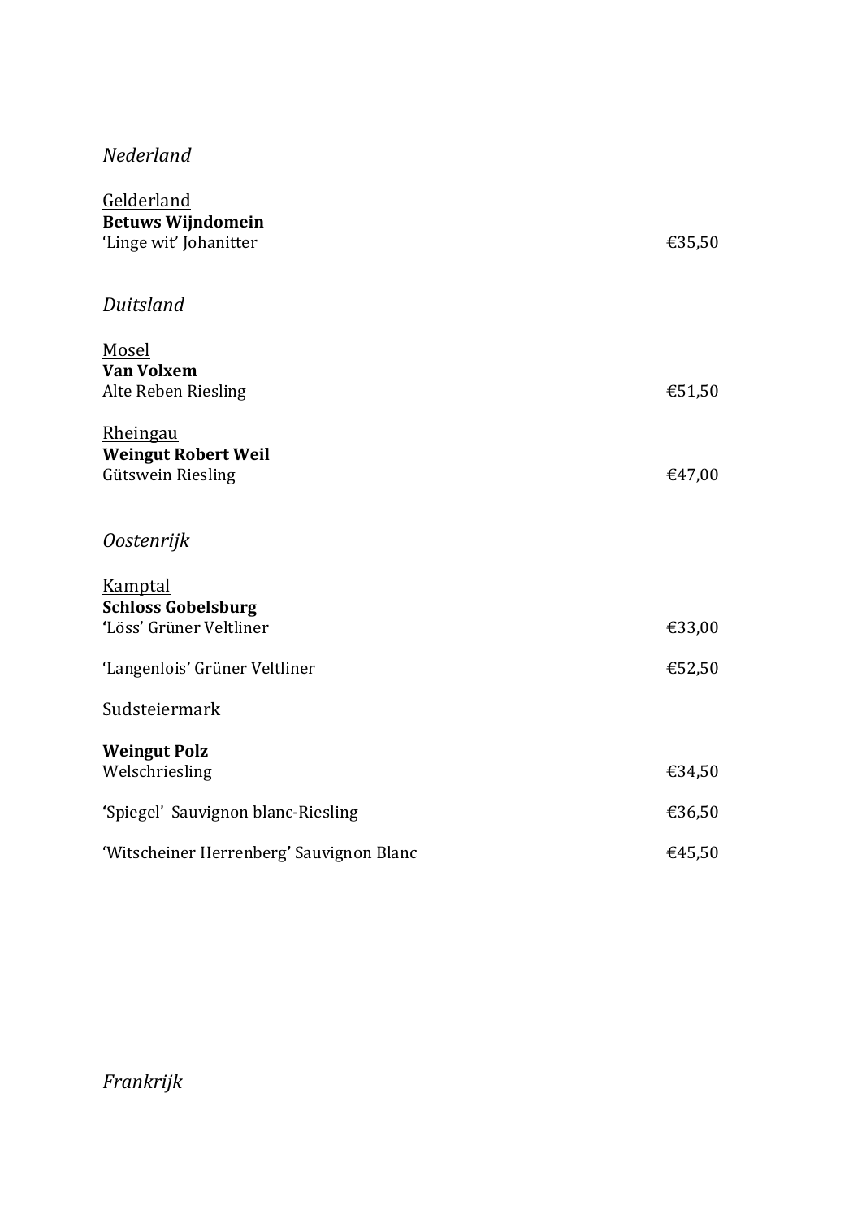*Nederland*

<u>Gelderland</u>
**Betuws Wijndomein**
'Linge wit' Johanitter €35,50

*Duitsland*

<u>Mosel</u>
**Van Volxem**
Alte Reben Riesling €51,50

<u>Rheingau</u>
**Weingut Robert Weil**
Gütswein Riesling €47,00

*Oostenrijk*

<u>Kamptal</u>
**Schloss Gobelsburg**
'Löss' Grüner Veltliner €33,00

'Langenlois' Grüner Veltliner €52,50

<u>Sudsteiermark</u>

**Weingut Polz**
Welschriesling €34,50

'Spiegel' Sauvignon blanc-Riesling €36,50

'Witscheiner Herrenberg' Sauvignon Blanc €45,50

*Frankrijk*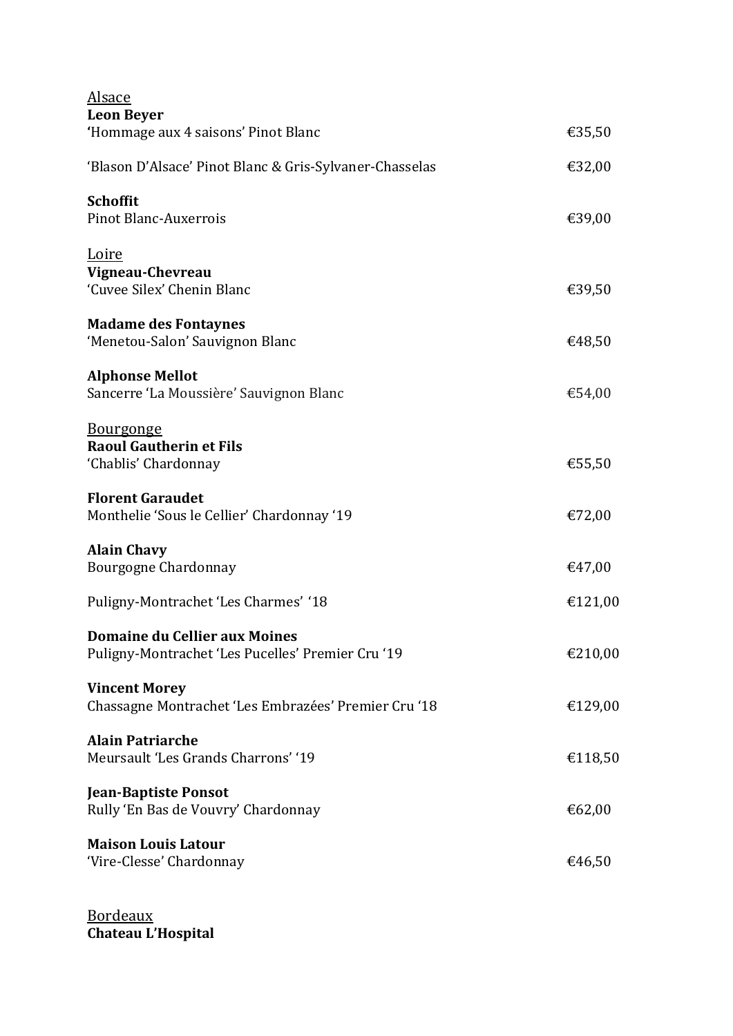<u>Alsace</u>

**Leon Beyer**

**'**Hommage aux 4 saisons' Pinot Blanc €35,50

'Blason D'Alsace' Pinot Blanc & Gris-Sylvaner-Chasselas €32,00

**Schoffit**

Pinot Blanc-Auxerrois €39,00

<u>Loire</u>

**Vigneau-Chevreau**

'Cuvee Silex' Chenin Blanc €39,50

**Madame des Fontaynes**

'Menetou-Salon' Sauvignon Blanc €48,50

**Alphonse Mellot**

Sancerre 'La Moussière' Sauvignon Blanc €54,00

<u>Bourgonge</u>

**Raoul Gautherin et Fils**

'Chablis' Chardonnay €55,50

**Florent Garaudet**

Monthelie 'Sous le Cellier' Chardonnay '19 €72,00

**Alain Chavy**

Bourgogne Chardonnay €47,00

Puligny-Montrachet 'Les Charmes' '18 €121,00

**Domaine du Cellier aux Moines**

Puligny-Montrachet 'Les Pucelles' Premier Cru '19 €210,00

**Vincent Morey**

Chassagne Montrachet 'Les Embrazées' Premier Cru '18 €129,00

**Alain Patriarche**

Meursault 'Les Grands Charrons' '19 €118,50

**Jean-Baptiste Ponsot**

Rully 'En Bas de Vouvry' Chardonnay €62,00

**Maison Louis Latour**

'Vire-Clesse' Chardonnay €46,50

<u>Bordeaux</u>

**Chateau L'Hospital**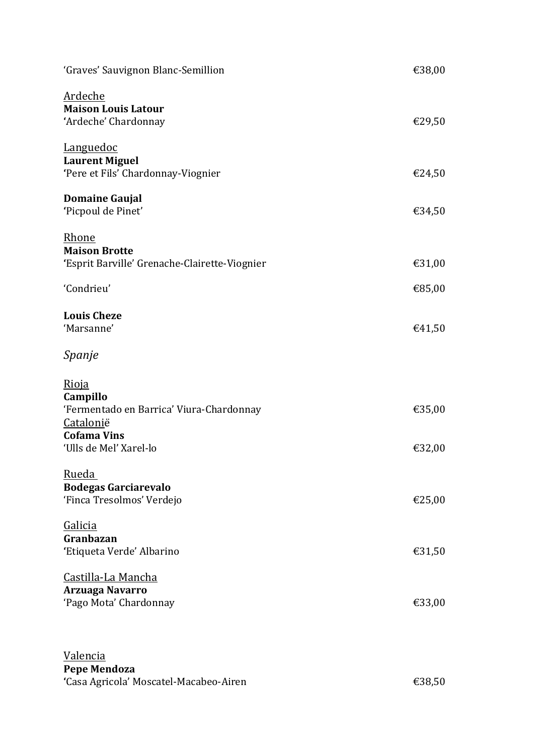'Graves' Sauvignon Blanc-Semillion €38,00

<u>Ardeche</u>
**Maison Louis Latour**
'Ardeche' Chardonnay €29,50

<u>Languedoc</u>
**Laurent Miguel**
'Pere et Fils' Chardonnay-Viognier €24,50

**Domaine Gaujal**
'Picpoul de Pinet' €34,50

<u>Rhone</u>
**Maison Brotte**
'Esprit Barville' Grenache-Clairette-Viognier €31,00

'Condrieu' €85,00

**Louis Cheze**
'Marsanne' €41,50

*Spanje*

<u>Rioja</u>
**Campillo**
'Fermentado en Barrica' Viura-Chardonnay €35,00
<u>Catalonië</u>
**Cofama Vins**
'Ulls de Mel' Xarel-lo €32,00

<u>Rueda</u>
**Bodegas Garciarevalo**
'Finca Tresolmos' Verdejo €25,00

<u>Galicia</u>
**Granbazan**
'Etiqueta Verde' Albarino €31,50

<u>Castilla-La Mancha</u>
**Arzuaga Navarro**
'Pago Mota' Chardonnay €33,00

<u>Valencia</u>
**Pepe Mendoza**
'Casa Agricola' Moscatel-Macabeo-Airen €38,50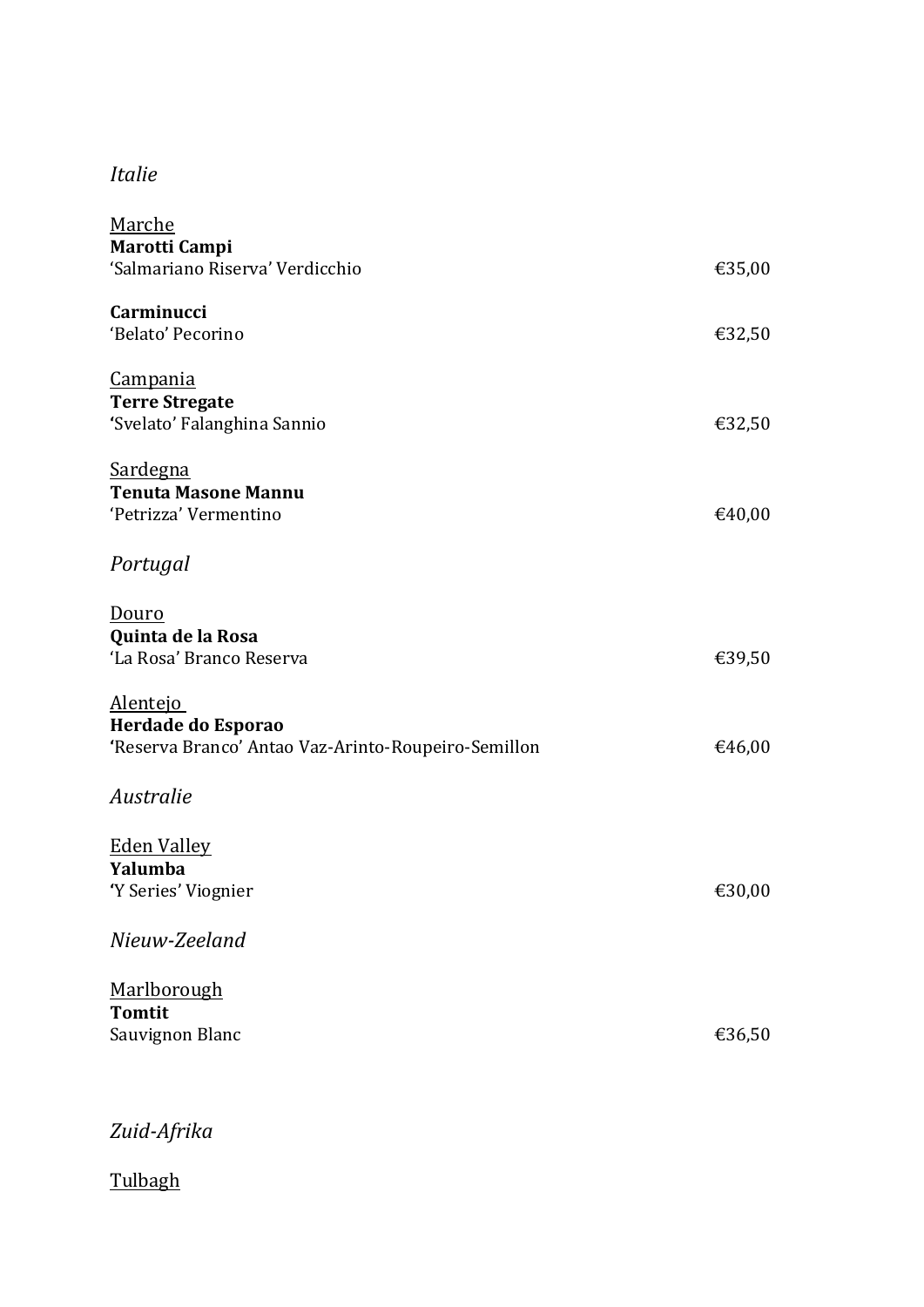*Italie*

<u>Marche</u>
**Marotti Campi**
'Salmariano Riserva' Verdicchio €35,00

**Carminucci**
'Belato' Pecorino €32,50

<u>Campania</u>
**Terre Stregate**
'Svelato' Falanghina Sannio €32,50

<u>Sardegna</u>
**Tenuta Masone Mannu**
'Petrizza' Vermentino €40,00

*Portugal*

<u>Douro</u>
**Quinta de la Rosa**
'La Rosa' Branco Reserva €39,50

<u>Alentejo</u>
**Herdade do Esporao**
'Reserva Branco' Antao Vaz-Arinto-Roupeiro-Semillon €46,00

*Australie*

<u>Eden Valley</u>
**Yalumba**
'Y Series' Viognier €30,00

*Nieuw-Zeeland*

<u>Marlborough</u>
**Tomtit**
Sauvignon Blanc €36,50

*Zuid-Afrika*

<u>Tulbagh</u>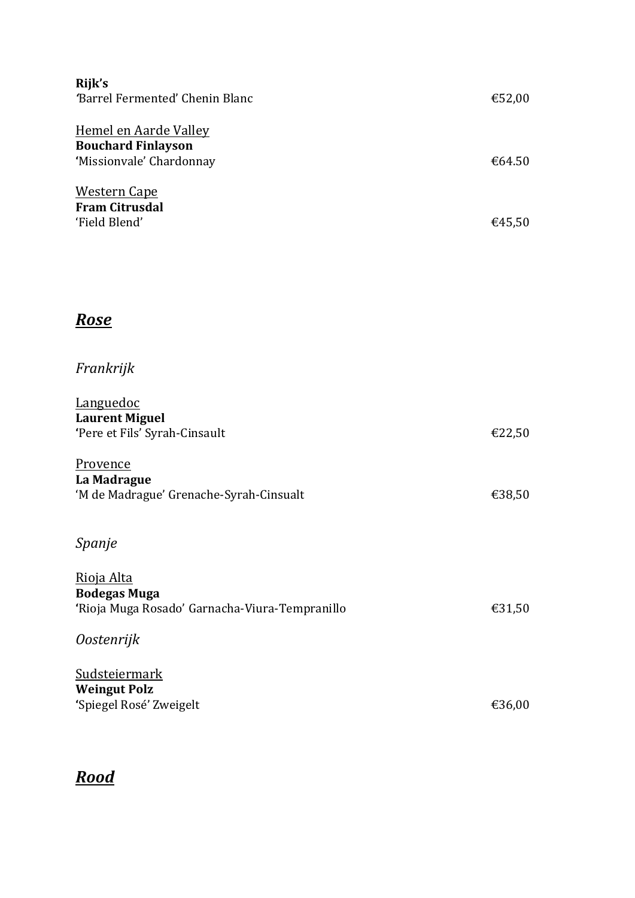**Rijk's**
'Barrel Fermented' Chenin Blanc €52,00

Hemel en Aarde Valley
**Bouchard Finlayson**
'Missionvale' Chardonnay €64.50

Western Cape
**Fram Citrusdal**
'Field Blend' €45,50

## ***Rose***

### *Frankrijk*

Languedoc
**Laurent Miguel**
'Pere et Fils' Syrah-Cinsault €22,50

Provence
**La Madrague**
'M de Madrague' Grenache-Syrah-Cinsualt €38,50

### *Spanje*

Rioja Alta
**Bodegas Muga**
'Rioja Muga Rosado' Garnacha-Viura-Tempranillo €31,50

### *Oostenrijk*

Sudsteiermark
**Weingut Polz**
'Spiegel Rosé' Zweigelt €36,00

## ***Rood***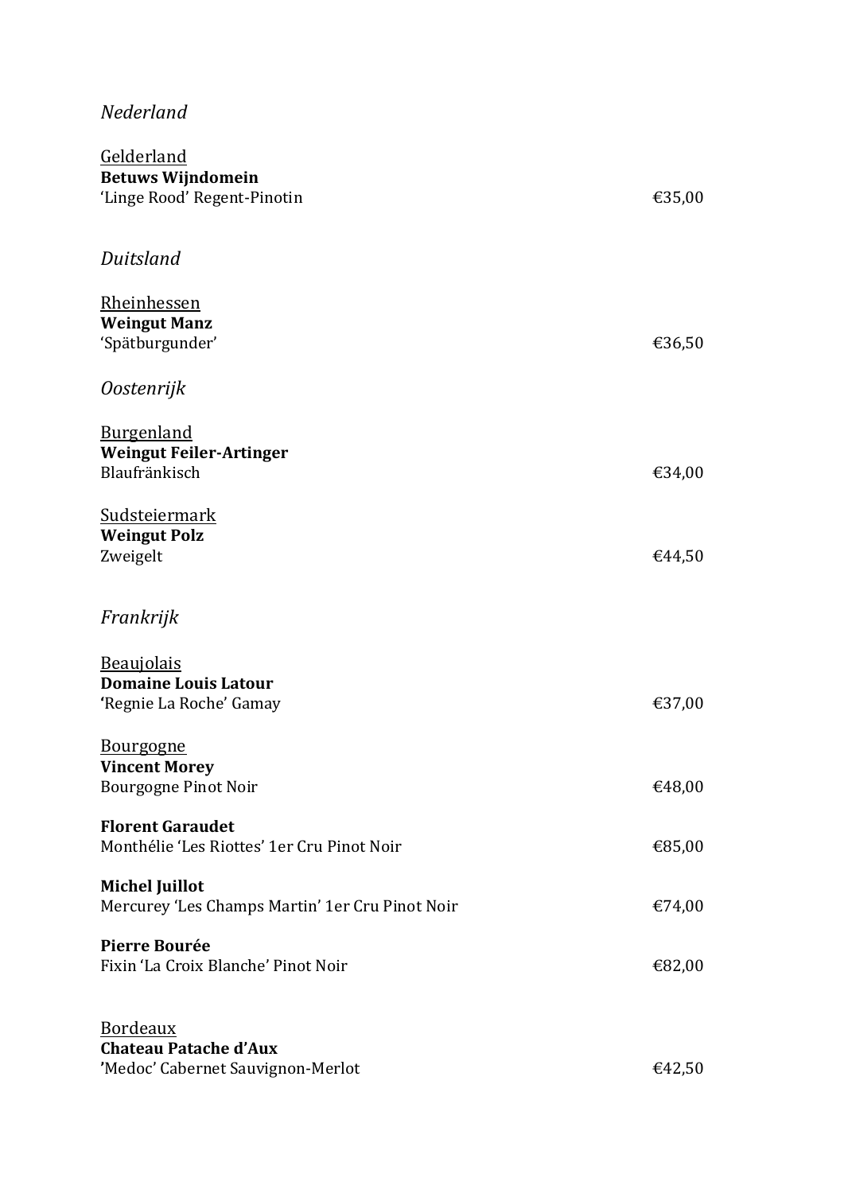*Nederland*

<u>Gelderland</u>
**Betuws Wijndomein**
'Linge Rood' Regent-Pinotin €35,00

*Duitsland*

<u>Rheinhessen</u>
**Weingut Manz**
'Spätburgunder' €36,50

*Oostenrijk*

<u>Burgenland</u>
**Weingut Feiler-Artinger**
Blaufränkisch €34,00

<u>Sudsteiermark</u>
**Weingut Polz**
Zweigelt €44,50

*Frankrijk*

<u>Beaujolais</u>
**Domaine Louis Latour**
**'**Regnie La Roche' Gamay €37,00

<u>Bourgogne</u>
**Vincent Morey**
Bourgogne Pinot Noir €48,00

**Florent Garaudet**
Monthélie 'Les Riottes' 1er Cru Pinot Noir €85,00

**Michel Juillot**
Mercurey 'Les Champs Martin' 1er Cru Pinot Noir €74,00

**Pierre Bourée**
Fixin 'La Croix Blanche' Pinot Noir €82,00

<u>Bordeaux</u>
**Chateau Patache d'Aux**
**'**Medoc' Cabernet Sauvignon-Merlot €42,50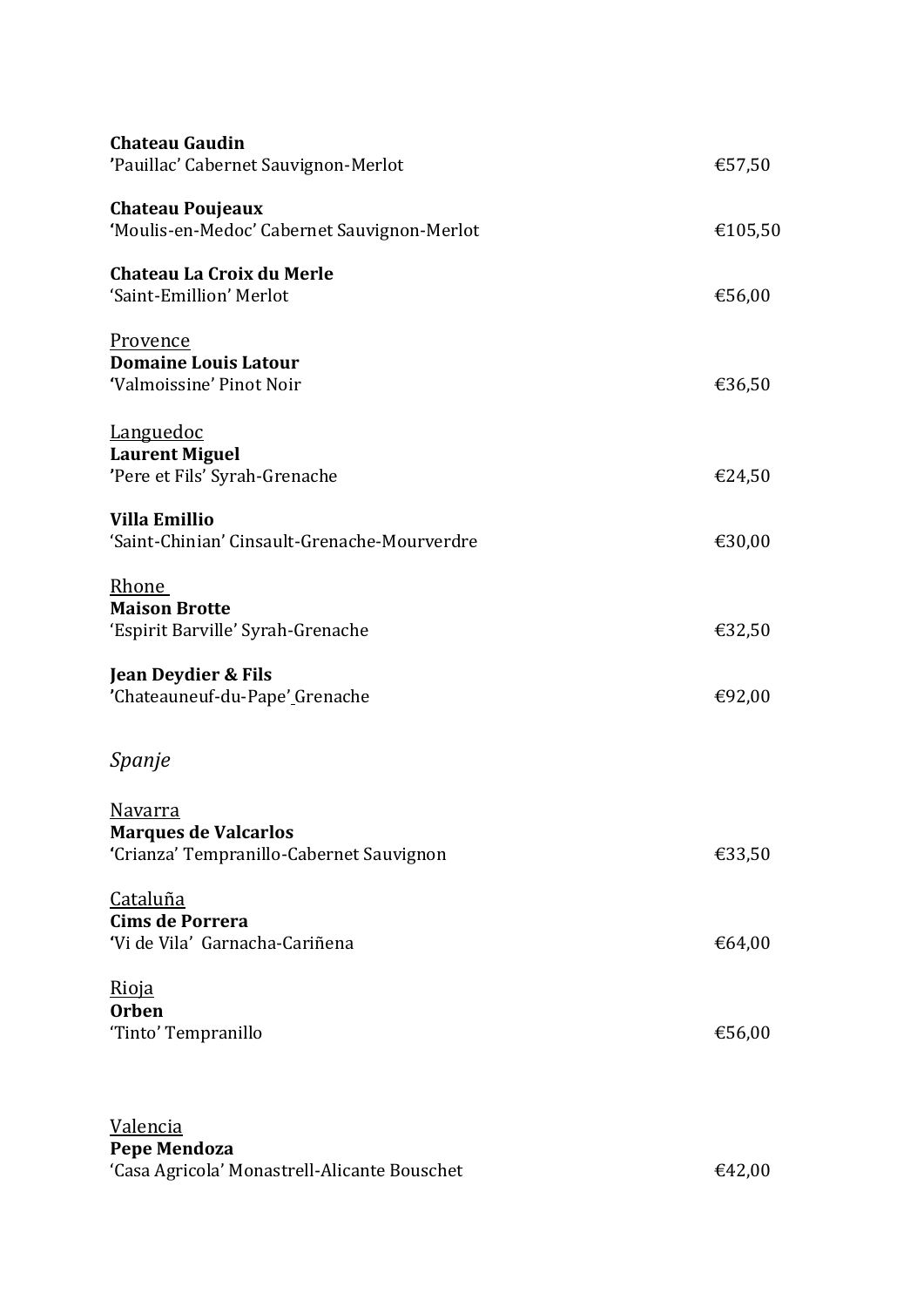**Chateau Gaudin**
'Pauillac' Cabernet Sauvignon-Merlot €57,50

**Chateau Poujeaux**
'Moulis-en-Medoc' Cabernet Sauvignon-Merlot €105,50

**Chateau La Croix du Merle**
'Saint-Emillion' Merlot €56,00

<u>Provence</u>
**Domaine Louis Latour**
'Valmoissine' Pinot Noir €36,50

<u>Languedoc</u>
**Laurent Miguel**
'Pere et Fils' Syrah-Grenache €24,50

**Villa Emillio**
'Saint-Chinian' Cinsault-Grenache-Mourverdre €30,00

<u>Rhone</u>
**Maison Brotte**
'Espirit Barville' Syrah-Grenache €32,50

**Jean Deydier & Fils**
'Chateauneuf-du-Pape' Grenache €92,00

*Spanje*

<u>Navarra</u>
**Marques de Valcarlos**
'Crianza' Tempranillo-Cabernet Sauvignon €33,50

<u>Cataluña</u>
**Cims de Porrera**
'Vi de Vila' Garnacha-Cariñena €64,00

<u>Rioja</u>
**Orben**
'Tinto' Tempranillo €56,00

<u>Valencia</u>
**Pepe Mendoza**
'Casa Agricola' Monastrell-Alicante Bouschet €42,00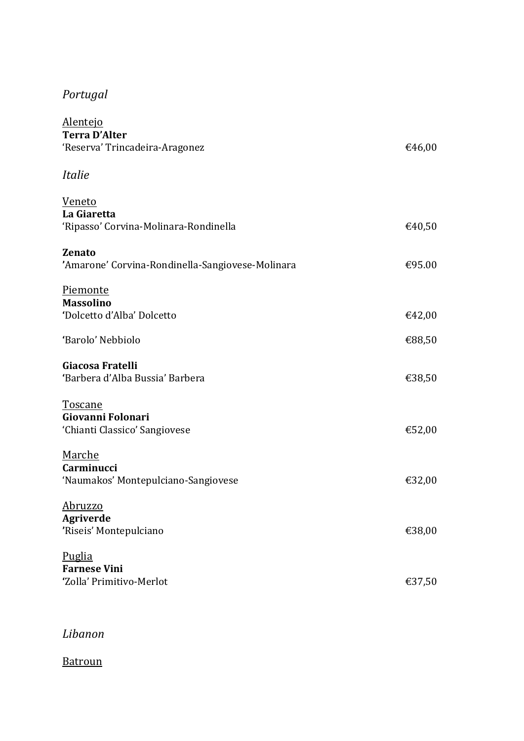*Portugal*

Alentejo
**Terra D'Alter**
'Reserva' Trincadeira-Aragonez €46,00

*Italie*

Veneto
**La Giaretta**
'Ripasso' Corvina-Molinara-Rondinella €40,50

**Zenato**
'Amarone' Corvina-Rondinella-Sangiovese-Molinara €95.00

Piemonte
**Massolino**
'Dolcetto d'Alba' Dolcetto €42,00

'Barolo' Nebbiolo €88,50

**Giacosa Fratelli**
'Barbera d'Alba Bussia' Barbera €38,50

Toscane
**Giovanni Folonari**
'Chianti Classico' Sangiovese €52,00

Marche
**Carminucci**
'Naumakos' Montepulciano-Sangiovese €32,00

Abruzzo
**Agriverde**
'Riseis' Montepulciano €38,00

Puglia
**Farnese Vini**
'Zolla' Primitivo-Merlot €37,50

*Libanon*

Batroun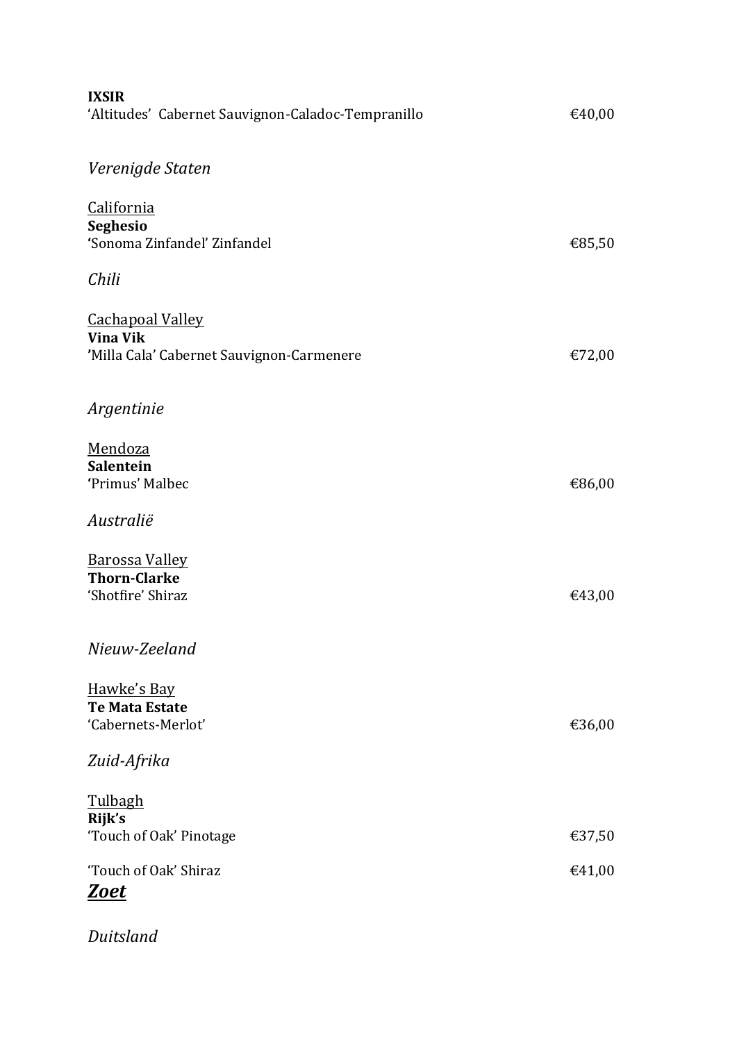**IXSIR**
'Altitudes'  Cabernet Sauvignon-Caladoc-Tempranillo €40,00

*Verenigde Staten*

California
**Seghesio**
'Sonoma Zinfandel' Zinfandel €85,50

*Chili*

Cachapoal Valley
**Vina Vik**
'Milla Cala' Cabernet Sauvignon-Carmenere €72,00

*Argentinie*

Mendoza
**Salentein**
'Primus' Malbec €86,00

*Australië*

Barossa Valley
**Thorn-Clarke**
'Shotfire' Shiraz €43,00

*Nieuw-Zeeland*

Hawke's Bay
**Te Mata Estate**
'Cabernets-Merlot' €36,00

*Zuid-Afrika*

Tulbagh
**Rijk's**
'Touch of Oak' Pinotage €37,50

'Touch of Oak' Shiraz €41,00

***Zoet***

*Duitsland*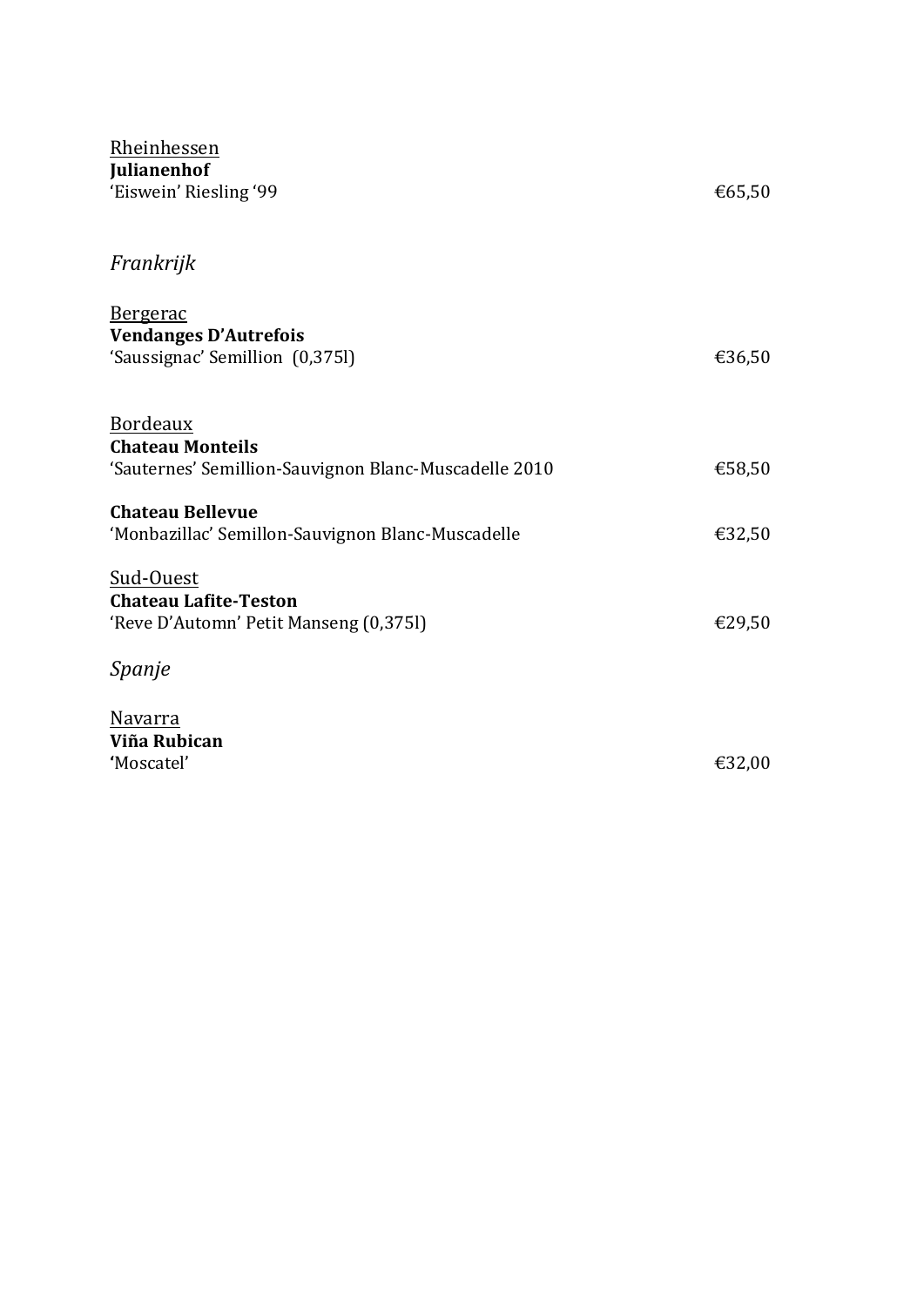Rheinhessen
**Julianenhof**
'Eiswein' Riesling '99 €65,50

## *Frankrijk*

Bergerac
**Vendanges D'Autrefois**
'Saussignac' Semillion (0,375l) €36,50

Bordeaux
**Chateau Monteils**
'Sauternes' Semillion-Sauvignon Blanc-Muscadelle 2010 €58,50

**Chateau Bellevue**
'Monbazillac' Semillon-Sauvignon Blanc-Muscadelle €32,50

Sud-Ouest
**Chateau Lafite-Teston**
'Reve D'Automn' Petit Manseng (0,375l) €29,50

## *Spanje*

Navarra
**Viña Rubican**
'Moscatel' €32,00